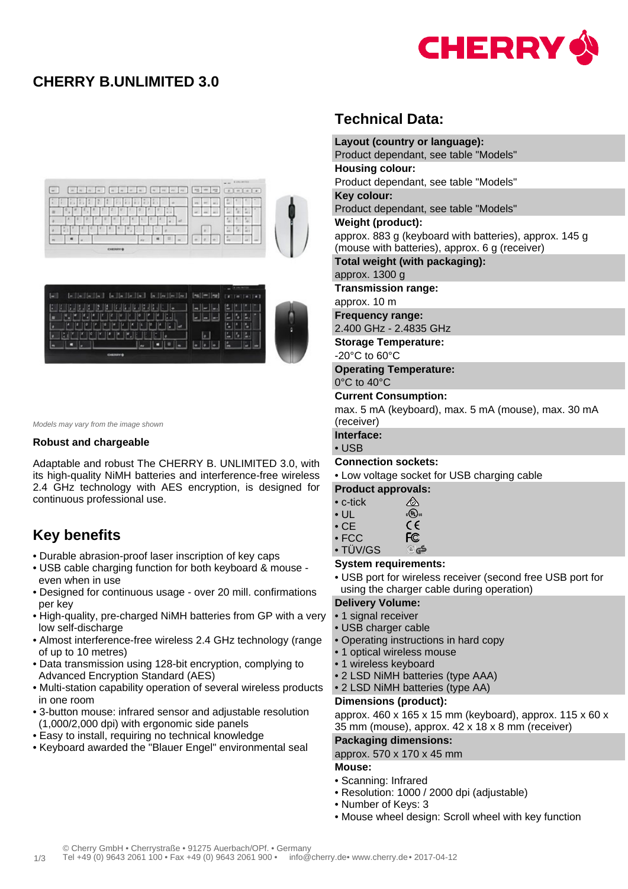# CHERRY B.UNLIMITED 3.0

*Models may vary from the image shown*

**Robust and chargeable**

Adaptable and robust The CHERRY B. UNLIMITED 3.0, with its high-quality NiMH batteries and interference-free wireless 2.4 GHz technology with AES encryption, is designed for continuous professional use.

## Key benefits

- Durable abrasion-proof laser inscription of key caps
- USB cable charging function for both keyboard & mouse - even when in use
- Designed for continuous usage - over 20 mill. confirmations per key
- High-quality, pre-charged NiMH batteries from GP with a very low self-discharge
- Almost interference-free wireless 2.4 GHz technology (range of up to 10 metres)
- Data transmission using 128-bit encryption, complying to Advanced Encryption Standard (AES)
- Multi-station capability operation of several wireless products in one room
- 3-button mouse: infrared sensor and adjustable resolution (1,000/2,000 dpi) with ergonomic side panels
- Easy to install, requiring no technical knowledge
- Keyboard awarded the "Blauer Engel" environmental seal

## Technical Data:

**Layout (country or language):**
Product dependant, see table "Models"

**Housing colour:**
Product dependant, see table "Models"

**Key colour:**
Product dependant, see table "Models"

**Weight (product):**
approx. 883 g (keyboard with batteries), approx. 145 g (mouse with batteries), approx. 6 g (receiver)

**Total weight (with packaging):**
approx. 1300 g

**Transmission range:**
approx. 10 m

**Frequency range:**
2.400 GHz - 2.4835 GHz

**Storage Temperature:**
-20°C to 60°C

**Operating Temperature:**
0°C to 40°C

**Current Consumption:**
max. 5 mA (keyboard), max. 5 mA (mouse), max. 30 mA (receiver)

**Interface:**
- USB

**Connection sockets:**
- Low voltage socket for USB charging cable

**Product approvals:**
- c-tick
- UL
- CE
- FCC
- TÜV/GS

**System requirements:**
- USB port for wireless receiver (second free USB port for using the charger cable during operation)

**Delivery Volume:**
- 1 signal receiver
- USB charger cable
- Operating instructions in hard copy
- 1 optical wireless mouse
- 1 wireless keyboard
- 2 LSD NiMH batteries (type AAA)
- 2 LSD NiMH batteries (type AA)

**Dimensions (product):**
approx. 460 x 165 x 15 mm (keyboard), approx. 115 x 60 x 35 mm (mouse), approx. 42 x 18 x 8 mm (receiver)

**Packaging dimensions:**
approx. 570 x 170 x 45 mm

**Mouse:**
- Scanning: Infrared
- Resolution: 1000 / 2000 dpi (adjustable)
- Number of Keys: 3
- Mouse wheel design: Scroll wheel with key function

© Cherry GmbH • Cherrystraße • 91275 Auerbach/OPf. • Germany
Tel +49 (0) 9643 2061 100 • Fax +49 (0) 9643 2061 900 • info@cherry.de• www.cherry.de• 2017-04-12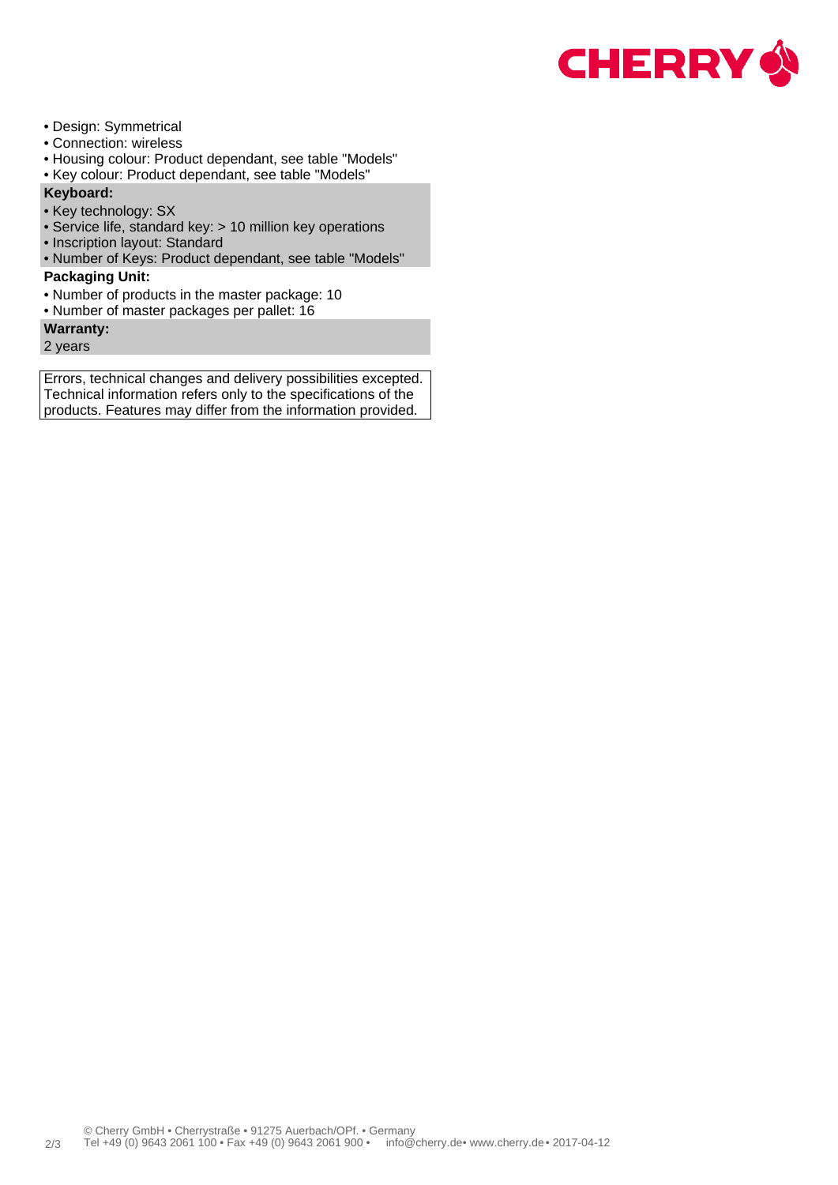- Design: Symmetrical
- Connection: wireless
- Housing colour: Product dependant, see table "Models"
- Key colour: Product dependant, see table "Models"

**Keyboard:**

- Key technology: SX
- Service life, standard key: > 10 million key operations
- Inscription layout: Standard
- Number of Keys: Product dependant, see table "Models"

**Packaging Unit:**

- Number of products in the master package: 10
- Number of master packages per pallet: 16

**Warranty:**

2 years

Errors, technical changes and delivery possibilities excepted. Technical information refers only to the specifications of the products. Features may differ from the information provided.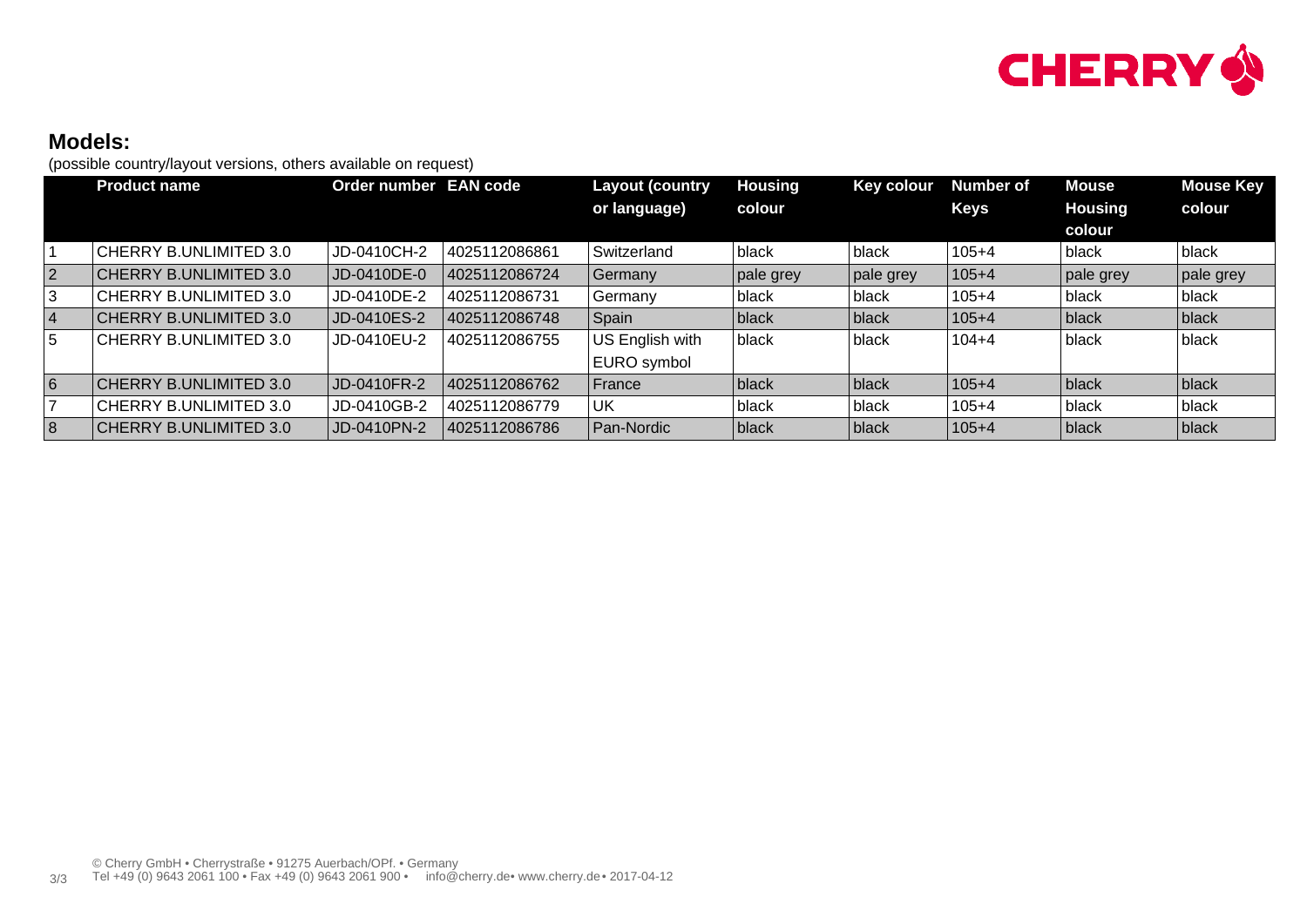## Models:

(possible country/layout versions, others available on request)

| | Product name | Order number | EAN code | Layout (country or language) | Housing colour | Key colour | Number of Keys | Mouse Housing colour | Mouse Key colour |
|---|---|---|---|---|---|---|---|---|---|
| 1 | CHERRY B.UNLIMITED 3.0 | JD-0410CH-2 | 4025112086861 | Switzerland | black | black | 105+4 | black | black |
| 2 | CHERRY B.UNLIMITED 3.0 | JD-0410DE-0 | 4025112086724 | Germany | pale grey | pale grey | 105+4 | pale grey | pale grey |
| 3 | CHERRY B.UNLIMITED 3.0 | JD-0410DE-2 | 4025112086731 | Germany | black | black | 105+4 | black | black |
| 4 | CHERRY B.UNLIMITED 3.0 | JD-0410ES-2 | 4025112086748 | Spain | black | black | 105+4 | black | black |
| 5 | CHERRY B.UNLIMITED 3.0 | JD-0410EU-2 | 4025112086755 | US English with EURO symbol | black | black | 104+4 | black | black |
| 6 | CHERRY B.UNLIMITED 3.0 | JD-0410FR-2 | 4025112086762 | France | black | black | 105+4 | black | black |
| 7 | CHERRY B.UNLIMITED 3.0 | JD-0410GB-2 | 4025112086779 | UK | black | black | 105+4 | black | black |
| 8 | CHERRY B.UNLIMITED 3.0 | JD-0410PN-2 | 4025112086786 | Pan-Nordic | black | black | 105+4 | black | black |

© Cherry GmbH • Cherrystraße • 91275 Auerbach/OPf. • Germany
Tel +49 (0) 9643 2061 100 • Fax +49 (0) 9643 2061 900 • info@cherry.de • www.cherry.de • 2017-04-12